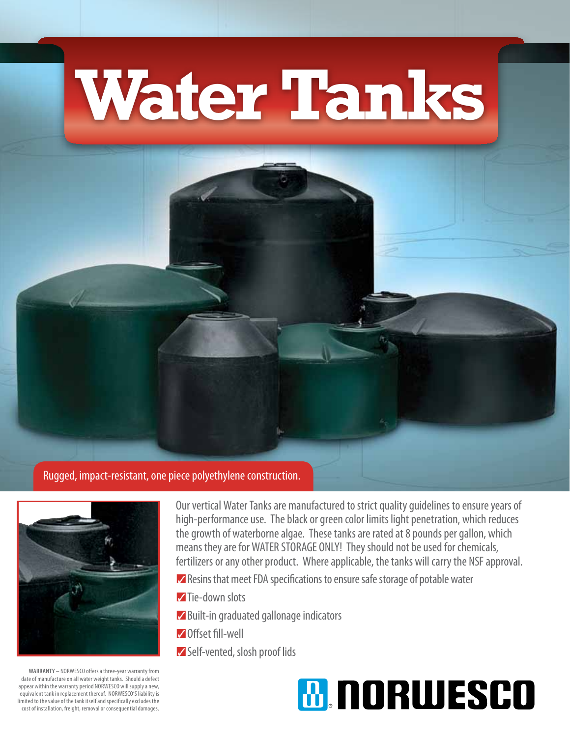# Water Tanks

Rugged, impact-resistant, one piece polyethylene construction.

Our vertical Water Tanks are manufactured to strict quality guidelines to ensure years of high-performance use. The black or green color limits light penetration, which reduces the growth of waterborne algae. These tanks are rated at 8 pounds per gallon, which means they are for WATER STORAGE ONLY! They should not be used for chemicals, fertilizers or any other product. Where applicable, the tanks will carry the NSF approval.

- Resins that meet FDA specifications to ensure safe storage of potable water
- Tie-down slots
- Built-in graduated gallonage indicators
- Offset fill-well
- Self-vented, slosh proof lids

**WARRANTY** – NORWESCO offers a three-year warranty from date of manufacture on all water weight tanks. Should a defect appear within the warranty period NORWESCO will supply a new, equivalent tank in replacement thereof. NORWESCO'S liability is limited to the value of the tank itself and specifically excludes the cost of installation, freight, removal or consequential damages.

NORWESCO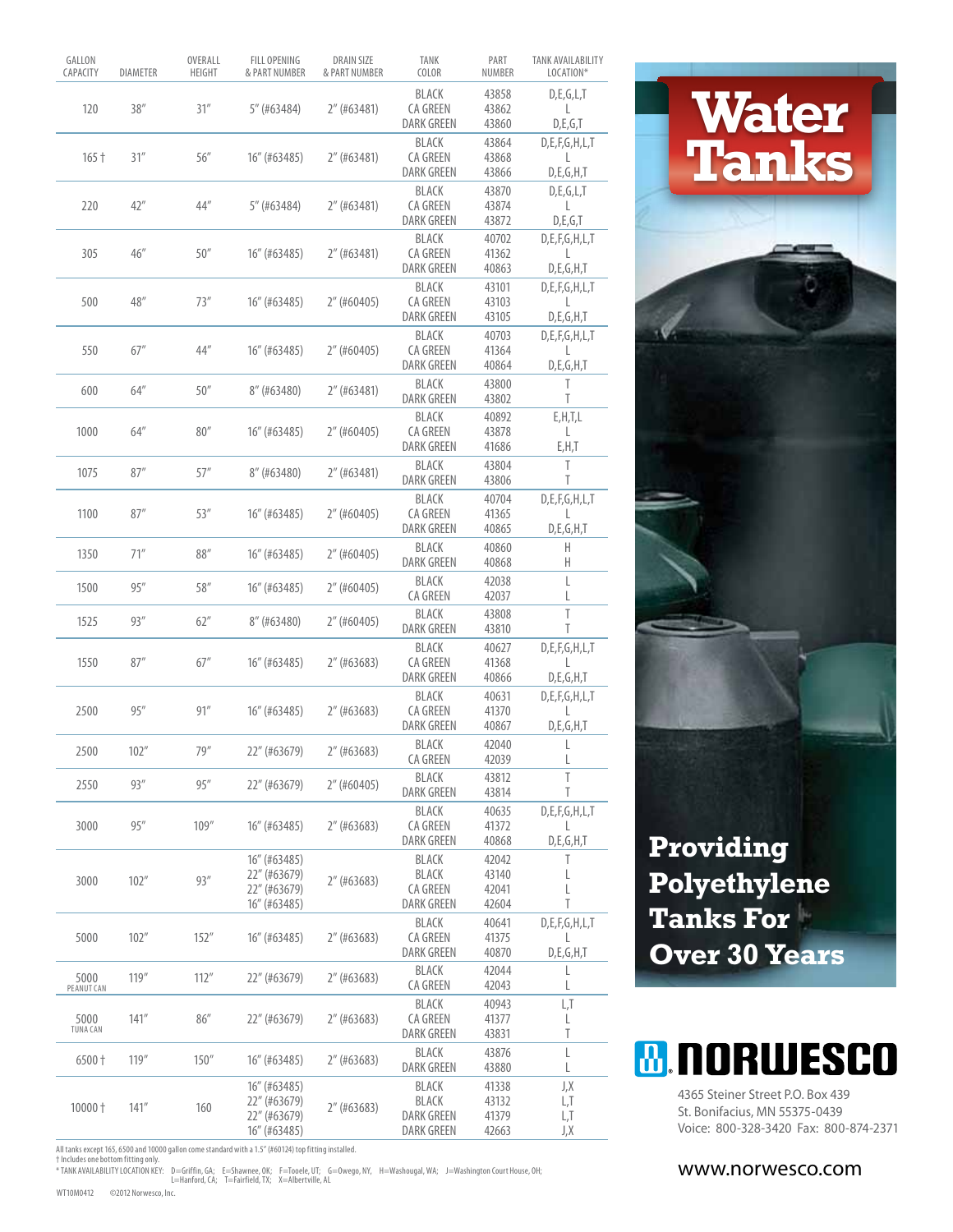| GALLON CAPACITY | DIAMETER | OVERALL HEIGHT | FILL OPENING & PART NUMBER | DRAIN SIZE & PART NUMBER | TANK COLOR | PART NUMBER | TANK AVAILABILITY LOCATION* |
|---|---|---|---|---|---|---|---|
| 120 | 38″ | 31″ | 5″ (#63484) | 2″ (#63481) | BLACK<br>CA GREEN<br>DARK GREEN | 43858<br>43862<br>43860 | D,E,G,L,T<br>L<br>D,E,G,T |
| 165 † | 31″ | 56″ | 16″ (#63485) | 2″ (#63481) | BLACK<br>CA GREEN<br>DARK GREEN | 43864<br>43868<br>43866 | D,E,F,G,H,L,T<br>L<br>D,E,G,H,T |
| 220 | 42″ | 44″ | 5″ (#63484) | 2″ (#63481) | BLACK<br>CA GREEN<br>DARK GREEN | 43870<br>43874<br>43872 | D,E,G,L,T<br>L<br>D,E,G,T |
| 305 | 46″ | 50″ | 16″ (#63485) | 2″ (#63481) | BLACK<br>CA GREEN<br>DARK GREEN | 40702<br>41362<br>40863 | D,E,F,G,H,L,T<br>L<br>D,E,G,H,T |
| 500 | 48″ | 73″ | 16″ (#63485) | 2″ (#60405) | BLACK<br>CA GREEN<br>DARK GREEN | 43101<br>43103<br>43105 | D,E,F,G,H,L,T<br>L<br>D,E,G,H,T |
| 550 | 67″ | 44″ | 16″ (#63485) | 2″ (#60405) | BLACK<br>CA GREEN<br>DARK GREEN | 40703<br>41364<br>40864 | D,E,F,G,H,L,T<br>L<br>D,E,G,H,T |
| 600 | 64″ | 50″ | 8″ (#63480) | 2″ (#63481) | BLACK<br>DARK GREEN | 43800<br>43802 | T<br>T |
| 1000 | 64″ | 80″ | 16″ (#63485) | 2″ (#60405) | BLACK<br>CA GREEN<br>DARK GREEN | 40892<br>43878<br>41686 | E,H,T,L<br>L<br>E,H,T |
| 1075 | 87″ | 57″ | 8″ (#63480) | 2″ (#63481) | BLACK<br>DARK GREEN | 43804<br>43806 | T<br>T |
| 1100 | 87″ | 53″ | 16″ (#63485) | 2″ (#60405) | BLACK<br>CA GREEN<br>DARK GREEN | 40704<br>41365<br>40865 | D,E,F,G,H,L,T<br>L<br>D,E,G,H,T |
| 1350 | 71″ | 88″ | 16″ (#63485) | 2″ (#60405) | BLACK<br>DARK GREEN | 40860<br>40868 | H<br>H |
| 1500 | 95″ | 58″ | 16″ (#63485) | 2″ (#60405) | BLACK<br>CA GREEN | 42038<br>42037 | L<br>L |
| 1525 | 93″ | 62″ | 8″ (#63480) | 2″ (#60405) | BLACK<br>DARK GREEN | 43808<br>43810 | T<br>T |
| 1550 | 87″ | 67″ | 16″ (#63485) | 2″ (#63683) | BLACK<br>CA GREEN<br>DARK GREEN | 40627<br>41368<br>40866 | D,E,F,G,H,L,T<br>L<br>D,E,G,H,T |
| 2500 | 95″ | 91″ | 16″ (#63485) | 2″ (#63683) | BLACK<br>CA GREEN<br>DARK GREEN | 40631<br>41370<br>40867 | D,E,F,G,H,L,T<br>L<br>D,E,G,H,T |
| 2500 | 102″ | 79″ | 22″ (#63679) | 2″ (#63683) | BLACK<br>CA GREEN | 42040<br>42039 | L<br>L |
| 2550 | 93″ | 95″ | 22″ (#63679) | 2″ (#60405) | BLACK<br>DARK GREEN | 43812<br>43814 | T<br>T |
| 3000 | 95″ | 109″ | 16″ (#63485) | 2″ (#63683) | BLACK<br>CA GREEN<br>DARK GREEN | 40635<br>41372<br>40868 | D,E,F,G,H,L,T<br>L<br>D,E,G,H,T |
| 3000 | 102″ | 93″ | 16″ (#63485)<br>22″ (#63679)<br>22″ (#63679)<br>16″ (#63485) | 2″ (#63683) | BLACK<br>BLACK<br>CA GREEN<br>DARK GREEN | 42042<br>43140<br>42041<br>42604 | T<br>L<br>L<br>T |
| 5000 | 102″ | 152″ | 16″ (#63485) | 2″ (#63683) | BLACK<br>CA GREEN<br>DARK GREEN | 40641<br>41375<br>40870 | D,E,F,G,H,L,T<br>L<br>D,E,G,H,T |
| 5000 PEANUT CAN | 119″ | 112″ | 22″ (#63679) | 2″ (#63683) | BLACK<br>CA GREEN | 42044<br>42043 | L<br>L |
| 5000 TUNA CAN | 141″ | 86″ | 22″ (#63679) | 2″ (#63683) | BLACK<br>CA GREEN<br>DARK GREEN | 40943<br>41377<br>43831 | L,T<br>L<br>T |
| 6500 † | 119″ | 150″ | 16″ (#63485) | 2″ (#63683) | BLACK<br>DARK GREEN | 43876<br>43880 | L<br>L |
| 10000 † | 141″ | 160 | 16″ (#63485)<br>22″ (#63679)<br>22″ (#63679)<br>16″ (#63485) | 2″ (#63683) | BLACK<br>BLACK<br>DARK GREEN<br>DARK GREEN | 41338<br>43132<br>41379<br>42663 | J,X<br>L,T<br>L,T<br>J,X |

All tanks except 165, 6500 and 10000 gallon come standard with a 1.5″ (#60124) top fitting installed.

† Includes one bottom fitting only.

* TANK AVAILABILITY LOCATION KEY: D=Griffin, GA; E=Shawnee, OK; F=Tooele, UT; G=Owego, NY, H=Washougal, WA; J=Washington Court House, OH; L=Hanford, CA; T=Fairfield, TX; X=Albertville, AL

WT10M0412 ©2012 Norwesco, Inc.

# Water Tanks

**Providing Polyethylene Tanks For Over 30 Years**

NORWESCO

4365 Steiner Street P.O. Box 439
St. Bonifacius, MN 55375-0439
Voice: 800-328-3420 Fax: 800-874-2371

www.norwesco.com